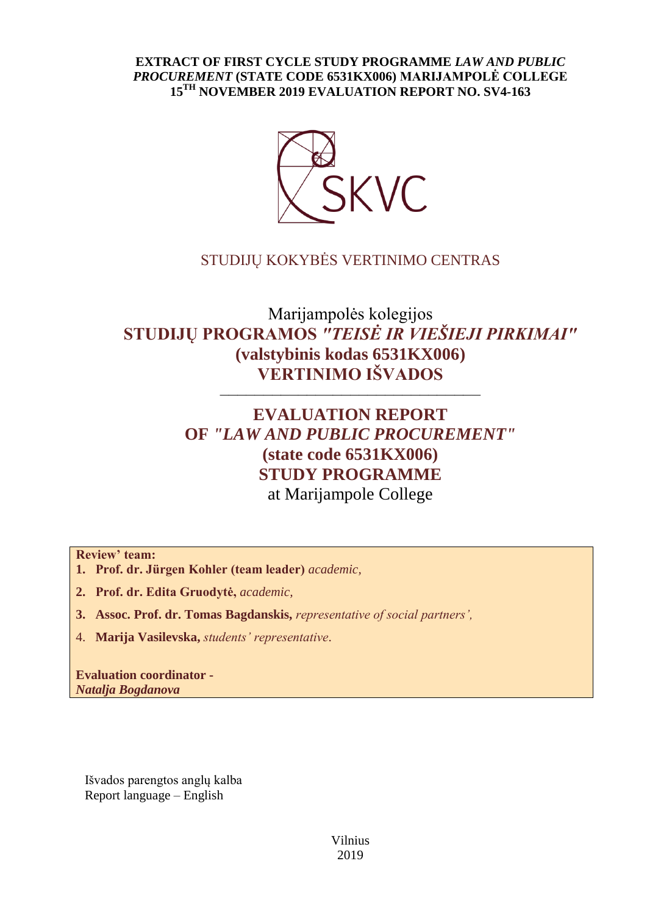**EXTRACT OF FIRST CYCLE STUDY PROGRAMME *LAW AND PUBLIC PROCUREMENT* (STATE CODE 6531KX006) MARIJAMPOLĖ COLLEGE 15TH NOVEMBER 2019 EVALUATION REPORT NO. SV4-163**

SKVC

STUDIJŲ KOKYBĖS VERTINIMO CENTRAS

Marijampolės kolegijos

# STUDIJŲ PROGRAMOS *"TEISĖ IR VIEŠIEJI PIRKIMAI"* (valstybinis kodas 6531KX006) VERTINIMO IŠVADOS

---

# EVALUATION REPORT OF *"LAW AND PUBLIC PROCUREMENT"* (state code 6531KX006) STUDY PROGRAMME

at Marijampole College

**Review' team:**

1. **Prof. dr. Jürgen Kohler (team leader)** *academic,*
2. **Prof. dr. Edita Gruodytė,** *academic,*
3. **Assoc. Prof. dr. Tomas Bagdanskis,** *representative of social partners',*
4. **Marija Vasilevska,** *students' representative*.

**Evaluation coordinator -**
***Natalja Bogdanova***

Išvados parengtos anglų kalba
Report language – English

Vilnius
2019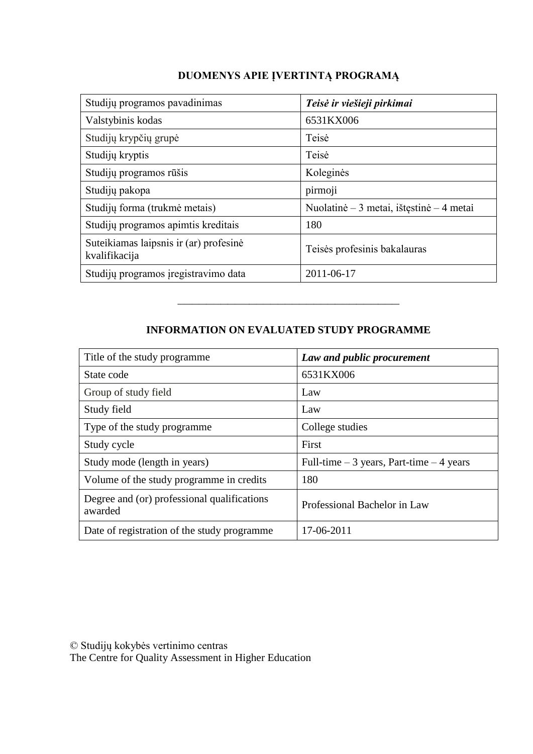## DUOMENYS APIE ĮVERTINTĄ PROGRAMĄ

| Studijų programos pavadinimas | ***Teisė ir viešieji pirkimai*** |
|---|---|
| Valstybinis kodas | 6531KX006 |
| Studijų krypčių grupė | Teisė |
| Studijų kryptis | Teisė |
| Studijų programos rūšis | Koleginės |
| Studijų pakopa | pirmoji |
| Studijų forma (trukmė metais) | Nuolatinė – 3 metai, ištęstinė – 4 metai |
| Studijų programos apimtis kreditais | 180 |
| Suteikiamas laipsnis ir (ar) profesinė kvalifikacija | Teisės profesinis bakalauras |
| Studijų programos įregistravimo data | 2011-06-17 |

---

## INFORMATION ON EVALUATED STUDY PROGRAMME

| Title of the study programme | ***Law and public procurement*** |
|---|---|
| State code | 6531KX006 |
| Group of study field | Law |
| Study field | Law |
| Type of the study programme | College studies |
| Study cycle | First |
| Study mode (length in years) | Full-time – 3 years, Part-time – 4 years |
| Volume of the study programme in credits | 180 |
| Degree and (or) professional qualifications awarded | Professional Bachelor in Law |
| Date of registration of the study programme | 17-06-2011 |

© Studijų kokybės vertinimo centras
The Centre for Quality Assessment in Higher Education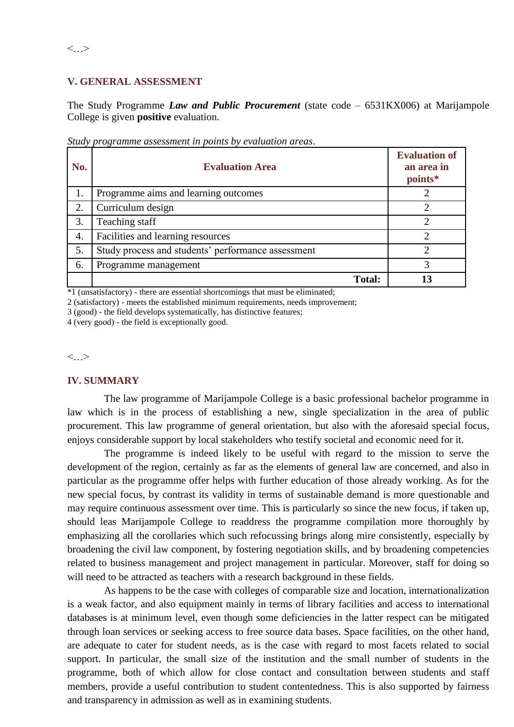<…>

## V. GENERAL ASSESSMENT

The Study Programme ***Law and Public Procurement*** (state code – 6531KX006) at Marijampole College is given **positive** evaluation.

*Study programme assessment in points by evaluation areas*.

| No. | Evaluation Area | Evaluation of an area in points* |
|---|---|---|
| 1. | Programme aims and learning outcomes | 2 |
| 2. | Curriculum design | 2 |
| 3. | Teaching staff | 2 |
| 4. | Facilities and learning resources | 2 |
| 5. | Study process and students' performance assessment | 2 |
| 6. | Programme management | 3 |
| | **Total:** | **13** |

*1 (unsatisfactory) - there are essential shortcomings that must be eliminated;
2 (satisfactory) - meets the established minimum requirements, needs improvement;
3 (good) - the field develops systematically, has distinctive features;
4 (very good) - the field is exceptionally good.

<…>

## IV. SUMMARY

The law programme of Marijampole College is a basic professional bachelor programme in law which is in the process of establishing a new, single specialization in the area of public procurement. This law programme of general orientation, but also with the aforesaid special focus, enjoys considerable support by local stakeholders who testify societal and economic need for it.

The programme is indeed likely to be useful with regard to the mission to serve the development of the region, certainly as far as the elements of general law are concerned, and also in particular as the programme offer helps with further education of those already working. As for the new special focus, by contrast its validity in terms of sustainable demand is more questionable and may require continuous assessment over time. This is particularly so since the new focus, if taken up, should leas Marijampole College to readdress the programme compilation more thoroughly by emphasizing all the corollaries which such refocussing brings along mire consistently, especially by broadening the civil law component, by fostering negotiation skills, and by broadening competencies related to business management and project management in particular. Moreover, staff for doing so will need to be attracted as teachers with a research background in these fields.

As happens to be the case with colleges of comparable size and location, internationalization is a weak factor, and also equipment mainly in terms of library facilities and access to international databases is at minimum level, even though some deficiencies in the latter respect can be mitigated through loan services or seeking access to free source data bases. Space facilities, on the other hand, are adequate to cater for student needs, as is the case with regard to most facets related to social support. In particular, the small size of the institution and the small number of students in the programme, both of which allow for close contact and consultation between students and staff members, provide a useful contribution to student contentedness. This is also supported by fairness and transparency in admission as well as in examining students.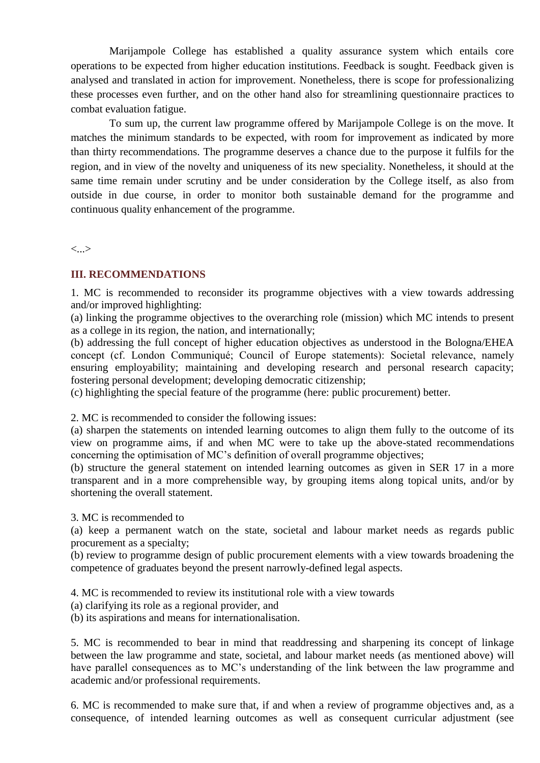Marijampole College has established a quality assurance system which entails core operations to be expected from higher education institutions. Feedback is sought. Feedback given is analysed and translated in action for improvement. Nonetheless, there is scope for professionalizing these processes even further, and on the other hand also for streamlining questionnaire practices to combat evaluation fatigue.

To sum up, the current law programme offered by Marijampole College is on the move. It matches the minimum standards to be expected, with room for improvement as indicated by more than thirty recommendations. The programme deserves a chance due to the purpose it fulfils for the region, and in view of the novelty and uniqueness of its new speciality. Nonetheless, it should at the same time remain under scrutiny and be under consideration by the College itself, as also from outside in due course, in order to monitor both sustainable demand for the programme and continuous quality enhancement of the programme.

<...>

## III. RECOMMENDATIONS

1. MC is recommended to reconsider its programme objectives with a view towards addressing and/or improved highlighting:
(a) linking the programme objectives to the overarching role (mission) which MC intends to present as a college in its region, the nation, and internationally;
(b) addressing the full concept of higher education objectives as understood in the Bologna/EHEA concept (cf. London Communiqué; Council of Europe statements): Societal relevance, namely ensuring employability; maintaining and developing research and personal research capacity; fostering personal development; developing democratic citizenship;
(c) highlighting the special feature of the programme (here: public procurement) better.

2. MC is recommended to consider the following issues:
(a) sharpen the statements on intended learning outcomes to align them fully to the outcome of its view on programme aims, if and when MC were to take up the above-stated recommendations concerning the optimisation of MC's definition of overall programme objectives;
(b) structure the general statement on intended learning outcomes as given in SER 17 in a more transparent and in a more comprehensible way, by grouping items along topical units, and/or by shortening the overall statement.

3. MC is recommended to
(a) keep a permanent watch on the state, societal and labour market needs as regards public procurement as a specialty;
(b) review to programme design of public procurement elements with a view towards broadening the competence of graduates beyond the present narrowly-defined legal aspects.

4. MC is recommended to review its institutional role with a view towards
(a) clarifying its role as a regional provider, and
(b) its aspirations and means for internationalisation.

5. MC is recommended to bear in mind that readdressing and sharpening its concept of linkage between the law programme and state, societal, and labour market needs (as mentioned above) will have parallel consequences as to MC's understanding of the link between the law programme and academic and/or professional requirements.

6. MC is recommended to make sure that, if and when a review of programme objectives and, as a consequence, of intended learning outcomes as well as consequent curricular adjustment (see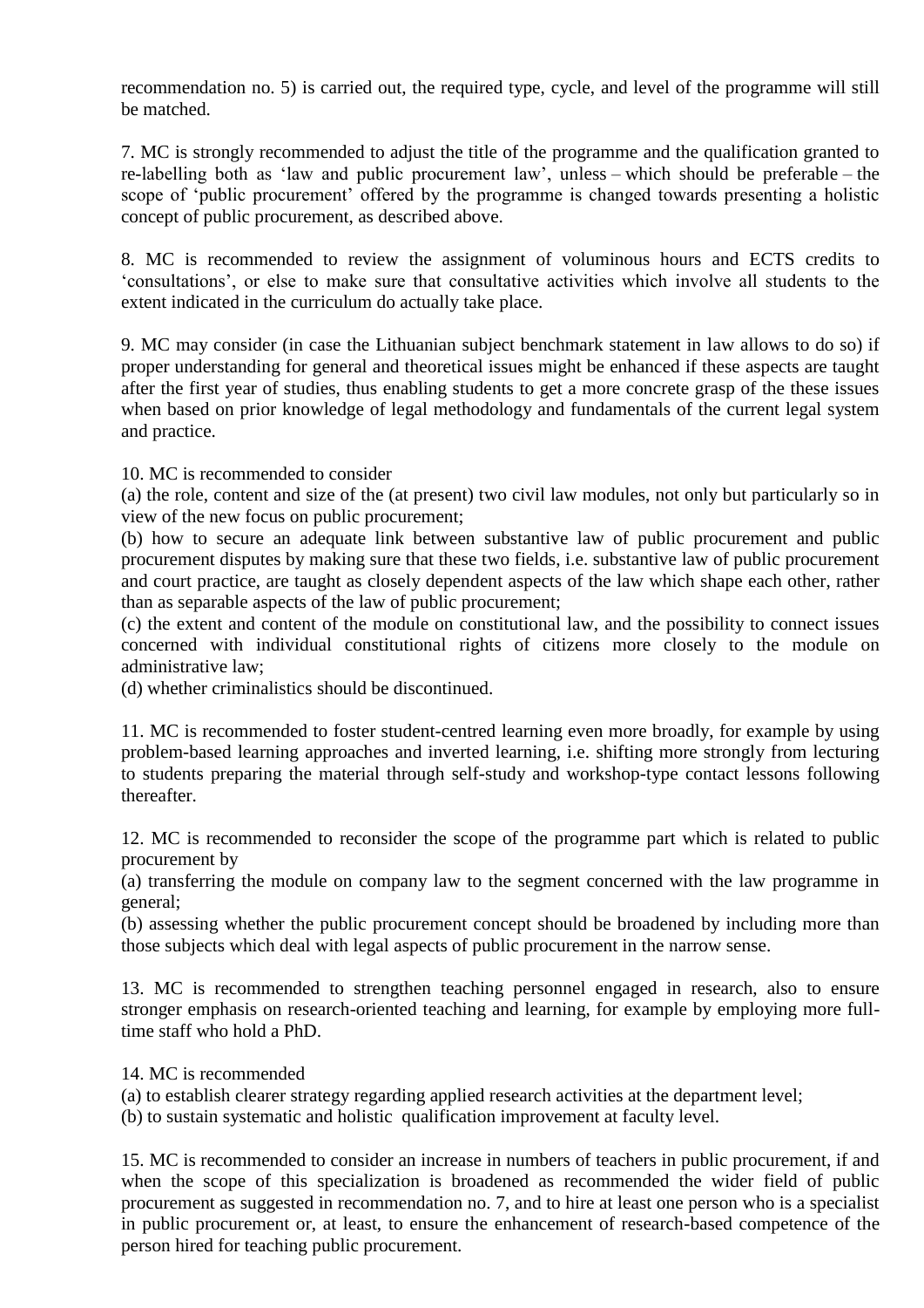recommendation no. 5) is carried out, the required type, cycle, and level of the programme will still be matched.

7. MC is strongly recommended to adjust the title of the programme and the qualification granted to re-labelling both as 'law and public procurement law', unless – which should be preferable – the scope of 'public procurement' offered by the programme is changed towards presenting a holistic concept of public procurement, as described above.

8. MC is recommended to review the assignment of voluminous hours and ECTS credits to 'consultations', or else to make sure that consultative activities which involve all students to the extent indicated in the curriculum do actually take place.

9. MC may consider (in case the Lithuanian subject benchmark statement in law allows to do so) if proper understanding for general and theoretical issues might be enhanced if these aspects are taught after the first year of studies, thus enabling students to get a more concrete grasp of the these issues when based on prior knowledge of legal methodology and fundamentals of the current legal system and practice.

10. MC is recommended to consider
(a) the role, content and size of the (at present) two civil law modules, not only but particularly so in view of the new focus on public procurement;
(b) how to secure an adequate link between substantive law of public procurement and public procurement disputes by making sure that these two fields, i.e. substantive law of public procurement and court practice, are taught as closely dependent aspects of the law which shape each other, rather than as separable aspects of the law of public procurement;
(c) the extent and content of the module on constitutional law, and the possibility to connect issues concerned with individual constitutional rights of citizens more closely to the module on administrative law;
(d) whether criminalistics should be discontinued.

11. MC is recommended to foster student-centred learning even more broadly, for example by using problem-based learning approaches and inverted learning, i.e. shifting more strongly from lecturing to students preparing the material through self-study and workshop-type contact lessons following thereafter.

12. MC is recommended to reconsider the scope of the programme part which is related to public procurement by
(a) transferring the module on company law to the segment concerned with the law programme in general;
(b) assessing whether the public procurement concept should be broadened by including more than those subjects which deal with legal aspects of public procurement in the narrow sense.

13. MC is recommended to strengthen teaching personnel engaged in research, also to ensure stronger emphasis on research-oriented teaching and learning, for example by employing more full-time staff who hold a PhD.

14. MC is recommended
(a) to establish clearer strategy regarding applied research activities at the department level;
(b) to sustain systematic and holistic qualification improvement at faculty level.

15. MC is recommended to consider an increase in numbers of teachers in public procurement, if and when the scope of this specialization is broadened as recommended the wider field of public procurement as suggested in recommendation no. 7, and to hire at least one person who is a specialist in public procurement or, at least, to ensure the enhancement of research-based competence of the person hired for teaching public procurement.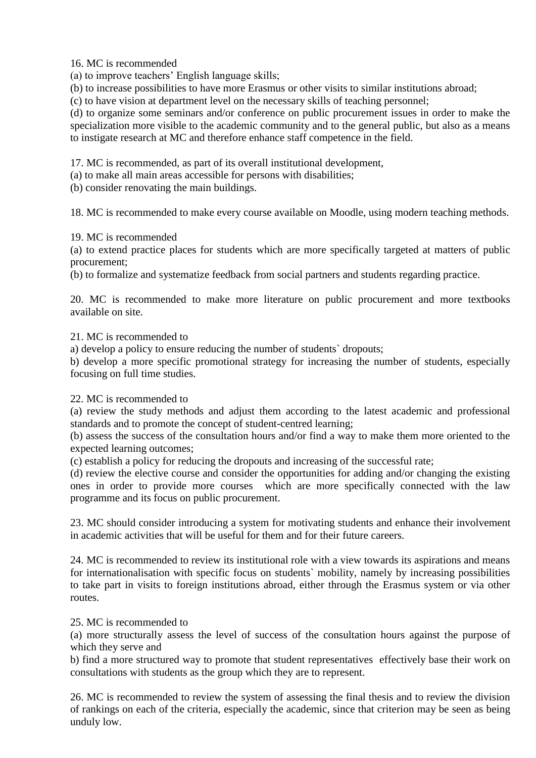16. MC is recommended

(a) to improve teachers' English language skills;

(b) to increase possibilities to have more Erasmus or other visits to similar institutions abroad;

(c) to have vision at department level on the necessary skills of teaching personnel;

(d) to organize some seminars and/or conference on public procurement issues in order to make the specialization more visible to the academic community and to the general public, but also as a means to instigate research at MC and therefore enhance staff competence in the field.

17. MC is recommended, as part of its overall institutional development,

(a) to make all main areas accessible for persons with disabilities;

(b) consider renovating the main buildings.

18. MC is recommended to make every course available on Moodle, using modern teaching methods.

19. MC is recommended

(a) to extend practice places for students which are more specifically targeted at matters of public procurement;

(b) to formalize and systematize feedback from social partners and students regarding practice.

20. MC is recommended to make more literature on public procurement and more textbooks available on site.

21. MC is recommended to

a) develop a policy to ensure reducing the number of students` dropouts;

b) develop a more specific promotional strategy for increasing the number of students, especially focusing on full time studies.

22. MC is recommended to

(a) review the study methods and adjust them according to the latest academic and professional standards and to promote the concept of student-centred learning;

(b) assess the success of the consultation hours and/or find a way to make them more oriented to the expected learning outcomes;

(c) establish a policy for reducing the dropouts and increasing of the successful rate;

(d) review the elective course and consider the opportunities for adding and/or changing the existing ones in order to provide more courses which are more specifically connected with the law programme and its focus on public procurement.

23. MC should consider introducing a system for motivating students and enhance their involvement in academic activities that will be useful for them and for their future careers.

24. MC is recommended to review its institutional role with a view towards its aspirations and means for internationalisation with specific focus on students` mobility, namely by increasing possibilities to take part in visits to foreign institutions abroad, either through the Erasmus system or via other routes.

25. MC is recommended to

(a) more structurally assess the level of success of the consultation hours against the purpose of which they serve and

b) find a more structured way to promote that student representatives effectively base their work on consultations with students as the group which they are to represent.

26. MC is recommended to review the system of assessing the final thesis and to review the division of rankings on each of the criteria, especially the academic, since that criterion may be seen as being unduly low.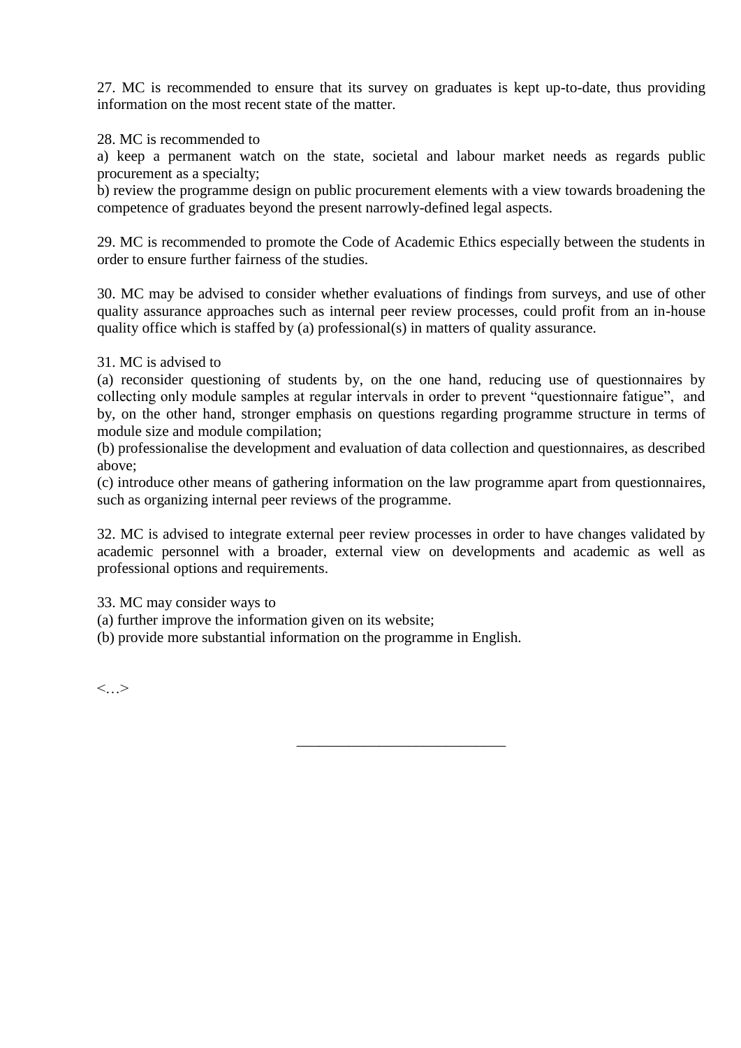27. MC is recommended to ensure that its survey on graduates is kept up-to-date, thus providing information on the most recent state of the matter.

28. MC is recommended to

a) keep a permanent watch on the state, societal and labour market needs as regards public procurement as a specialty;

b) review the programme design on public procurement elements with a view towards broadening the competence of graduates beyond the present narrowly-defined legal aspects.

29. MC is recommended to promote the Code of Academic Ethics especially between the students in order to ensure further fairness of the studies.

30. MC may be advised to consider whether evaluations of findings from surveys, and use of other quality assurance approaches such as internal peer review processes, could profit from an in-house quality office which is staffed by (a) professional(s) in matters of quality assurance.

31. MC is advised to

(a) reconsider questioning of students by, on the one hand, reducing use of questionnaires by collecting only module samples at regular intervals in order to prevent "questionnaire fatigue", and by, on the other hand, stronger emphasis on questions regarding programme structure in terms of module size and module compilation;

(b) professionalise the development and evaluation of data collection and questionnaires, as described above;

(c) introduce other means of gathering information on the law programme apart from questionnaires, such as organizing internal peer reviews of the programme.

32. MC is advised to integrate external peer review processes in order to have changes validated by academic personnel with a broader, external view on developments and academic as well as professional options and requirements.

33. MC may consider ways to

(a) further improve the information given on its website;

(b) provide more substantial information on the programme in English.

<…>

___________________________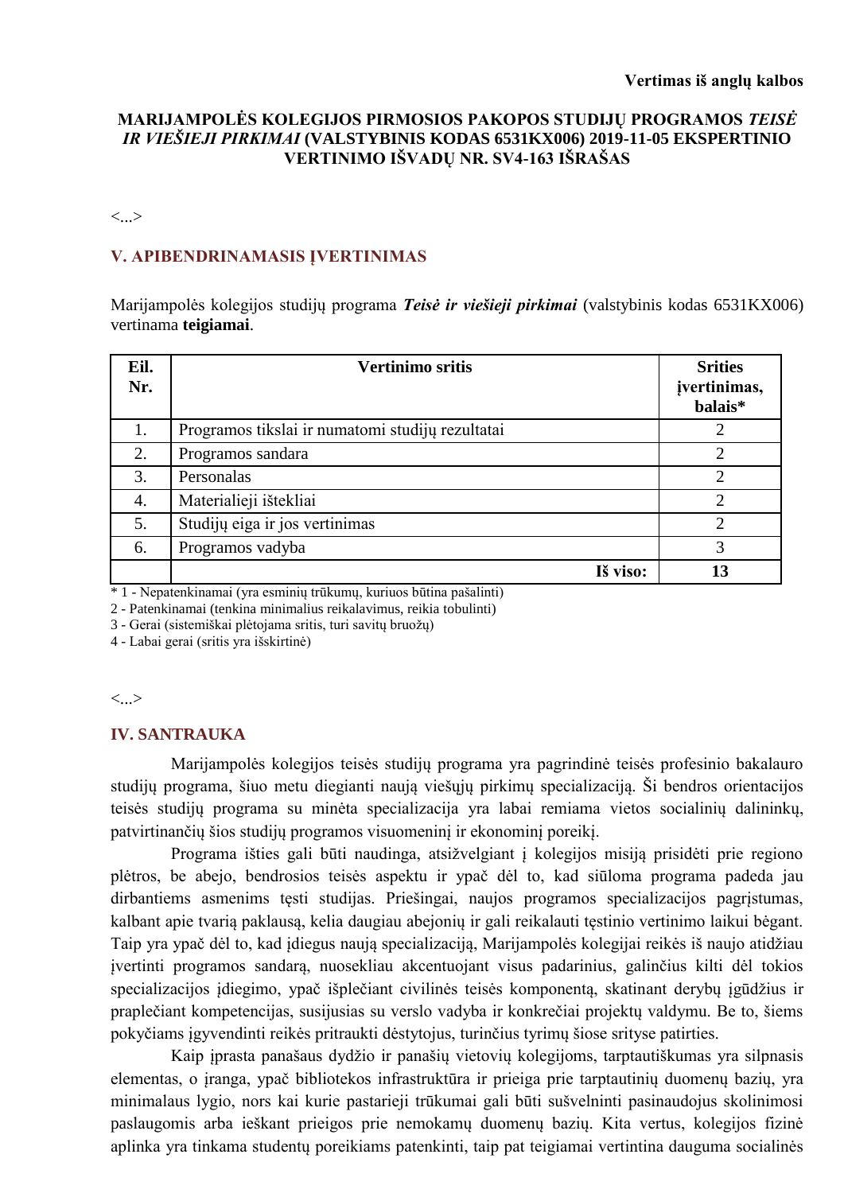**Vertimas iš anglų kalbos**

**MARIJAMPOLĖS KOLEGIJOS PIRMOSIOS PAKOPOS STUDIJŲ PROGRAMOS *TEISĖ IR VIEŠIEJI PIRKIMAI* (VALSTYBINIS KODAS 6531KX006) 2019-11-05 EKSPERTINIO VERTINIMO IŠVADŲ NR. SV4-163 IŠRAŠAS**

<...>

## V. APIBENDRINAMASIS ĮVERTINIMAS

Marijampolės kolegijos studijų programa ***Teisė ir viešieji pirkimai*** (valstybinis kodas 6531KX006) vertinama **teigiamai**.

| Eil. Nr. | Vertinimo sritis | Srities įvertinimas, balais* |
|---|---|---|
| 1. | Programos tikslai ir numatomi studijų rezultatai | 2 |
| 2. | Programos sandara | 2 |
| 3. | Personalas | 2 |
| 4. | Materialieji ištekliai | 2 |
| 5. | Studijų eiga ir jos vertinimas | 2 |
| 6. | Programos vadyba | 3 |
| | **Iš viso:** | **13** |

* 1 - Nepatenkinamai (yra esminių trūkumų, kuriuos būtina pašalinti)
2 - Patenkinamai (tenkina minimalius reikalavimus, reikia tobulinti)
3 - Gerai (sistemiškai plėtojama sritis, turi savitų bruožų)
4 - Labai gerai (sritis yra išskirtinė)

<...>

## IV. SANTRAUKA

Marijampolės kolegijos teisės studijų programa yra pagrindinė teisės profesinio bakalauro studijų programa, šiuo metu diegianti naują viešųjų pirkimų specializaciją. Ši bendros orientacijos teisės studijų programa su minėta specializacija yra labai remiama vietos socialinių dalininkų, patvirtinančių šios studijų programos visuomeninį ir ekonominį poreikį.

Programa išties gali būti naudinga, atsižvelgiant į kolegijos misiją prisidėti prie regiono plėtros, be abejo, bendrosios teisės aspektu ir ypač dėl to, kad siūloma programa padeda jau dirbantiems asmenims tęsti studijas. Priešingai, naujos programos specializacijos pagrįstumas, kalbant apie tvarią paklausą, kelia daugiau abejonių ir gali reikalauti tęstinio vertinimo laikui bėgant. Taip yra ypač dėl to, kad įdiegus naują specializaciją, Marijampolės kolegijai reikės iš naujo atidžiau įvertinti programos sandarą, nuosekliau akcentuojant visus padarinius, galinčius kilti dėl tokios specializacijos įdiegimo, ypač išplečiant civilinės teisės komponentą, skatinant derybų įgūdžius ir praplečiant kompetencijas, susijusias su verslo vadyba ir konkrečiai projektų valdymu. Be to, šiems pokyčiams įgyvendinti reikės pritraukti dėstytojus, turinčius tyrimų šiose srityse patirties.

Kaip įprasta panašaus dydžio ir panašių vietovių kolegijoms, tarptautiškumas yra silpnasis elementas, o įranga, ypač bibliotekos infrastruktūra ir prieiga prie tarptautinių duomenų bazių, yra minimalaus lygio, nors kai kurie pastarieji trūkumai gali būti sušvelninti pasinaudojus skolinimosi paslaugomis arba ieškant prieigos prie nemokamų duomenų bazių. Kita vertus, kolegijos fizinė aplinka yra tinkama studentų poreikiams patenkinti, taip pat teigiamai vertintina dauguma socialinės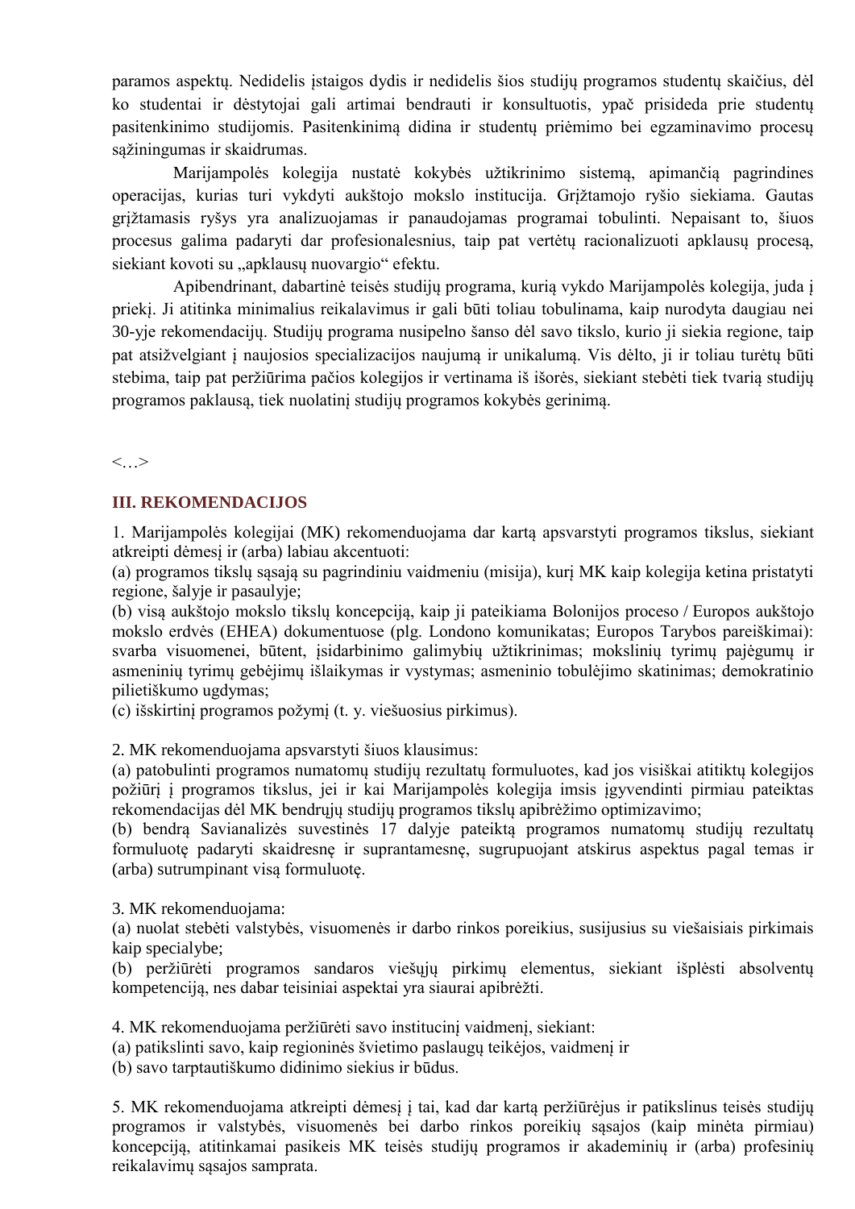paramos aspektų. Nedidelis įstaigos dydis ir nedidelis šios studijų programos studentų skaičius, dėl ko studentai ir dėstytojai gali artimai bendrauti ir konsultuotis, ypač prisideda prie studentų pasitenkinimo studijomis. Pasitenkinimą didina ir studentų priėmimo bei egzaminavimo procesų sąžiningumas ir skaidrumas.

Marijampolės kolegija nustatė kokybės užtikrinimo sistemą, apimančią pagrindines operacijas, kurias turi vykdyti aukštojo mokslo institucija. Grįžtamojo ryšio siekiama. Gautas grįžtamasis ryšys yra analizuojamas ir panaudojamas programai tobulinti. Nepaisant to, šiuos procesus galima padaryti dar profesionalesnius, taip pat vertėtų racionalizuoti apklausų procesą, siekiant kovoti su „apklausų nuovargio“ efektu.

Apibendrinant, dabartinė teisės studijų programa, kurią vykdo Marijampolės kolegija, juda į priekį. Ji atitinka minimalius reikalavimus ir gali būti toliau tobulinama, kaip nurodyta daugiau nei 30-yje rekomendacijų. Studijų programa nusipelno šanso dėl savo tikslo, kurio ji siekia regione, taip pat atsižvelgiant į naujosios specializacijos naujumą ir unikalumą. Vis dėlto, ji ir toliau turėtų būti stebima, taip pat peržiūrima pačios kolegijos ir vertinama iš išorės, siekiant stebėti tiek tvarią studijų programos paklausą, tiek nuolatinį studijų programos kokybės gerinimą.

<…>

## III. REKOMENDACIJOS

1. Marijampolės kolegijai (MK) rekomenduojama dar kartą apsvarstyti programos tikslus, siekiant atkreipti dėmesį ir (arba) labiau akcentuoti:
(a) programos tikslų sąsają su pagrindiniu vaidmeniu (misija), kurį MK kaip kolegija ketina pristatyti regione, šalyje ir pasaulyje;
(b) visą aukštojo mokslo tikslų koncepciją, kaip ji pateikiama Bolonijos proceso / Europos aukštojo mokslo erdvės (EHEA) dokumentuose (plg. Londono komunikatas; Europos Tarybos pareiškimai): svarba visuomenei, būtent, įsidarbinimo galimybių užtikrinimas; mokslinių tyrimų pajėgumų ir asmeninių tyrimų gebėjimų išlaikymas ir vystymas; asmeninio tobulėjimo skatinimas; demokratinio pilietiškumo ugdymas;
(c) išskirtinį programos požymį (t. y. viešuosius pirkimus).

2. MK rekomenduojama apsvarstyti šiuos klausimus:
(a) patobulinti programos numatomų studijų rezultatų formuluotes, kad jos visiškai atitiktų kolegijos požiūrį į programos tikslus, jei ir kai Marijampolės kolegija imsis įgyvendinti pirmiau pateiktas rekomendacijas dėl MK bendrųjų studijų programos tikslų apibrėžimo optimizavimo;
(b) bendrą Savianalizės suvestinės 17 dalyje pateiktą programos numatomų studijų rezultatų formuluotę padaryti skaidresnę ir suprantamesnę, sugrupuojant atskirus aspektus pagal temas ir (arba) sutrumpinant visą formuluotę.

3. MK rekomenduojama:
(a) nuolat stebėti valstybės, visuomenės ir darbo rinkos poreikius, susijusius su viešaisiais pirkimais kaip specialybe;
(b) peržiūrėti programos sandaros viešųjų pirkimų elementus, siekiant išplėsti absolventų kompetenciją, nes dabar teisiniai aspektai yra siaurai apibrėžti.

4. MK rekomenduojama peržiūrėti savo institucinį vaidmenį, siekiant:
(a) patikslinti savo, kaip regioninės švietimo paslaugų teikėjos, vaidmenį ir
(b) savo tarptautiškumo didinimo siekius ir būdus.

5. MK rekomenduojama atkreipti dėmesį į tai, kad dar kartą peržiūrėjus ir patikslinus teisės studijų programos ir valstybės, visuomenės bei darbo rinkos poreikių sąsajos (kaip minėta pirmiau) koncepciją, atitinkamai pasikeis MK teisės studijų programos ir akademinių ir (arba) profesinių reikalavimų sąsajos samprata.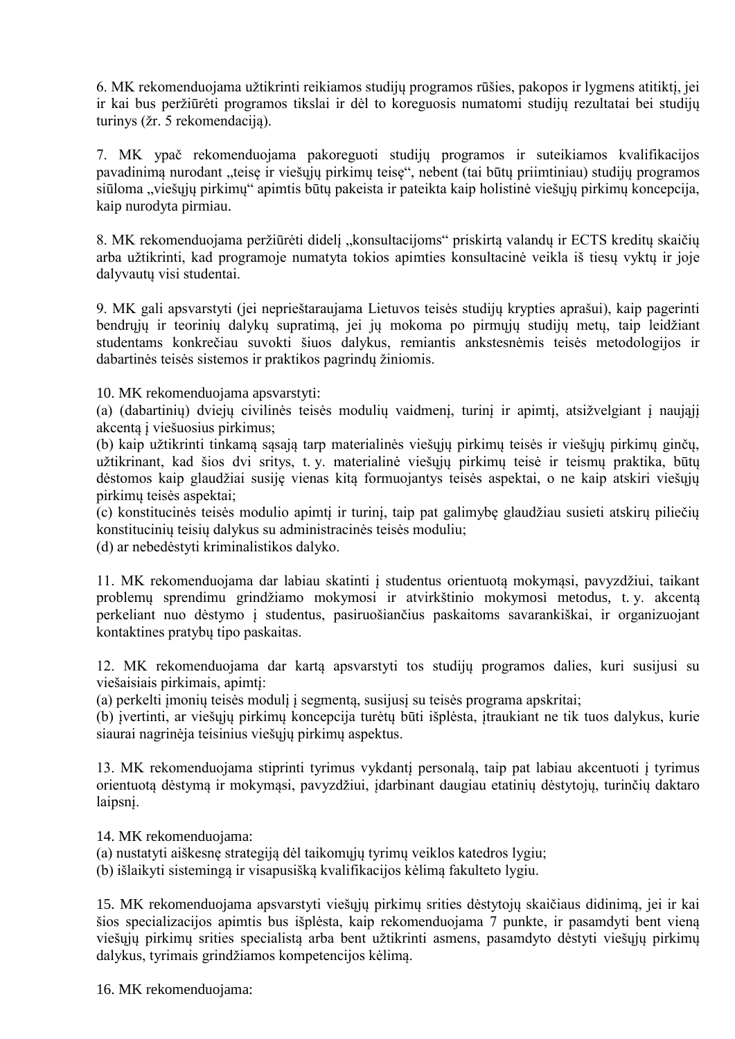6. MK rekomenduojama užtikrinti reikiamos studijų programos rūšies, pakopos ir lygmens atitiktį, jei ir kai bus peržiūrėti programos tikslai ir dėl to koreguosis numatomi studijų rezultatai bei studijų turinys (žr. 5 rekomendaciją).

7. MK ypač rekomenduojama pakoreguoti studijų programos ir suteikiamos kvalifikacijos pavadinimą nurodant „teisę ir viešųjų pirkimų teisę", nebent (tai būtų priimtiniau) studijų programos siūloma „viešųjų pirkimų" apimtis būtų pakeista ir pateikta kaip holistinė viešųjų pirkimų koncepcija, kaip nurodyta pirmiau.

8. MK rekomenduojama peržiūrėti didelį „konsultacijoms" priskirtą valandų ir ECTS kreditų skaičių arba užtikrinti, kad programoje numatyta tokios apimties konsultacinė veikla iš tiesų vyktų ir joje dalyvautų visi studentai.

9. MK gali apsvarstyti (jei neprieštaraujama Lietuvos teisės studijų krypties aprašui), kaip pagerinti bendrųjų ir teorinių dalykų supratimą, jei jų mokoma po pirmųjų studijų metų, taip leidžiant studentams konkrečiau suvokti šiuos dalykus, remiantis ankstesnėmis teisės metodologijos ir dabartinės teisės sistemos ir praktikos pagrindų žiniomis.

10. MK rekomenduojama apsvarstyti:
(a) (dabartinių) dviejų civilinės teisės modulių vaidmenį, turinį ir apimtį, atsižvelgiant į naująjį akcentą į viešuosius pirkimus;
(b) kaip užtikrinti tinkamą sąsają tarp materialinės viešųjų pirkimų teisės ir viešųjų pirkimų ginčų, užtikrinant, kad šios dvi sritys, t. y. materialinė viešųjų pirkimų teisė ir teismų praktika, būtų dėstomos kaip glaudžiai susiję vienas kitą formuojantys teisės aspektai, o ne kaip atskiri viešųjų pirkimų teisės aspektai;
(c) konstitucinės teisės modulio apimtį ir turinį, taip pat galimybę glaudžiau susieti atskirų piliečių konstitucinių teisių dalykus su administracinės teisės moduliu;
(d) ar nebedėstyti kriminalistikos dalyko.

11. MK rekomenduojama dar labiau skatinti į studentus orientuotą mokymąsi, pavyzdžiui, taikant problemų sprendimu grindžiamo mokymosi ir atvirkštinio mokymosi metodus, t. y. akcentą perkeliant nuo dėstymo į studentus, pasiruošiančius paskaitoms savarankiškai, ir organizuojant kontaktines pratybų tipo paskaitas.

12. MK rekomenduojama dar kartą apsvarstyti tos studijų programos dalies, kuri susijusi su viešaisiais pirkimais, apimtį:
(a) perkelti įmonių teisės modulį į segmentą, susijusį su teisės programa apskritai;
(b) įvertinti, ar viešųjų pirkimų koncepcija turėtų būti išplėsta, įtraukiant ne tik tuos dalykus, kurie siaurai nagrinėja teisinius viešųjų pirkimų aspektus.

13. MK rekomenduojama stiprinti tyrimus vykdantį personalą, taip pat labiau akcentuoti į tyrimus orientuotą dėstymą ir mokymąsi, pavyzdžiui, įdarbinant daugiau etatinių dėstytojų, turinčių daktaro laipsnį.

14. MK rekomenduojama:
(a) nustatyti aiškesnę strategiją dėl taikomųjų tyrimų veiklos katedros lygiu;
(b) išlaikyti sistemingą ir visapusišką kvalifikacijos kėlimą fakulteto lygiu.

15. MK rekomenduojama apsvarstyti viešųjų pirkimų srities dėstytojų skaičiaus didinimą, jei ir kai šios specializacijos apimtis bus išplėsta, kaip rekomenduojama 7 punkte, ir pasamdyti bent vieną viešųjų pirkimų srities specialistą arba bent užtikrinti asmens, pasamdyto dėstyti viešųjų pirkimų dalykus, tyrimais grindžiamos kompetencijos kėlimą.

16. MK rekomenduojama: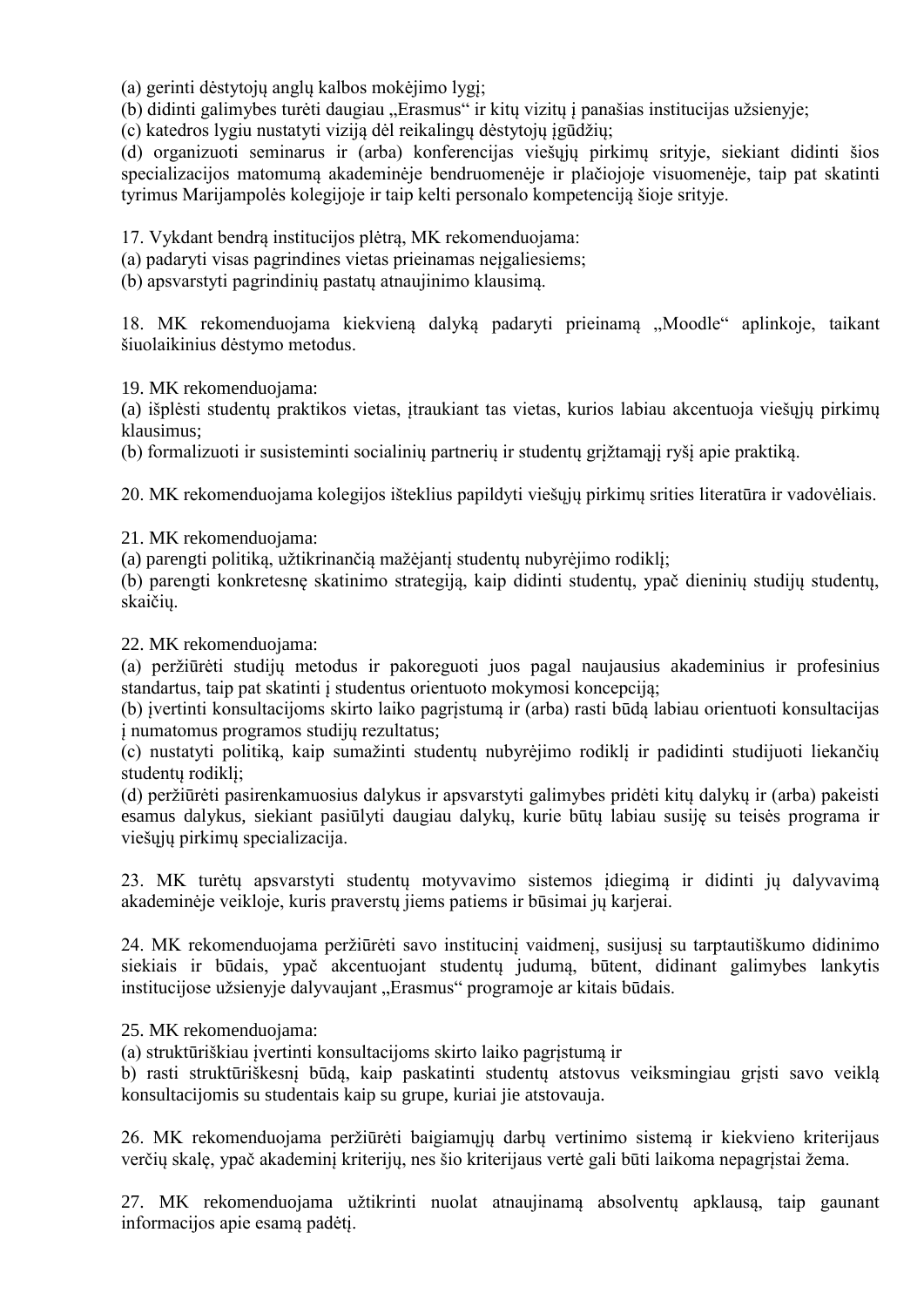(a) gerinti dėstytojų anglų kalbos mokėjimo lygį;
(b) didinti galimybes turėti daugiau „Erasmus" ir kitų vizitų į panašias institucijas užsienyje;
(c) katedros lygiu nustatyti viziją dėl reikalingų dėstytojų įgūdžių;
(d) organizuoti seminarus ir (arba) konferencijas viešųjų pirkimų srityje, siekiant didinti šios specializacijos matomumą akademinėje bendruomenėje ir plačiojoje visuomenėje, taip pat skatinti tyrimus Marijampolės kolegijoje ir taip kelti personalo kompetenciją šioje srityje.

17. Vykdant bendrą institucijos plėtrą, MK rekomenduojama:
(a) padaryti visas pagrindines vietas prieinamas neįgaliesiems;
(b) apsvarstyti pagrindinių pastatų atnaujinimo klausimą.

18. MK rekomenduojama kiekvieną dalyką padaryti prieinamą „Moodle" aplinkoje, taikant šiuolaikinius dėstymo metodus.

19. MK rekomenduojama:
(a) išplėsti studentų praktikos vietas, įtraukiant tas vietas, kurios labiau akcentuoja viešųjų pirkimų klausimus;
(b) formalizuoti ir susisteminti socialinių partnerių ir studentų grįžtamąjį ryšį apie praktiką.

20. MK rekomenduojama kolegijos išteklius papildyti viešųjų pirkimų srities literatūra ir vadovėliais.

21. MK rekomenduojama:
(a) parengti politiką, užtikrinančią mažėjantį studentų nubyrėjimo rodiklį;
(b) parengti konkretesnę skatinimo strategiją, kaip didinti studentų, ypač dieninių studijų studentų, skaičių.

22. MK rekomenduojama:
(a) peržiūrėti studijų metodus ir pakoreguoti juos pagal naujausius akademinius ir profesinius standartus, taip pat skatinti į studentus orientuoto mokymosi koncepciją;
(b) įvertinti konsultacijoms skirto laiko pagrįstumą ir (arba) rasti būdą labiau orientuoti konsultacijas į numatomus programos studijų rezultatus;
(c) nustatyti politiką, kaip sumažinti studentų nubyrėjimo rodiklį ir padidinti studijuoti liekančių studentų rodiklį;
(d) peržiūrėti pasirenkamuosius dalykus ir apsvarstyti galimybes pridėti kitų dalykų ir (arba) pakeisti esamus dalykus, siekiant pasiūlyti daugiau dalykų, kurie būtų labiau susiję su teisės programa ir viešųjų pirkimų specializacija.

23. MK turėtų apsvarstyti studentų motyvavimo sistemos įdiegimą ir didinti jų dalyvavimą akademinėje veikloje, kuris praverstų jiems patiems ir būsimai jų karjerai.

24. MK rekomenduojama peržiūrėti savo institucinį vaidmenį, susijusį su tarptautiškumo didinimo siekiais ir būdais, ypač akcentuojant studentų judumą, būtent, didinant galimybes lankytis institucijose užsienyje dalyvaujant „Erasmus" programoje ar kitais būdais.

25. MK rekomenduojama:
(a) struktūriškiau įvertinti konsultacijoms skirto laiko pagrįstumą ir
b) rasti struktūriškesnį būdą, kaip paskatinti studentų atstovus veiksmingiau grįsti savo veiklą konsultacijomis su studentais kaip su grupe, kuriai jie atstovauja.

26. MK rekomenduojama peržiūrėti baigiamųjų darbų vertinimo sistemą ir kiekvieno kriterijaus verčių skalę, ypač akademinį kriterijų, nes šio kriterijaus vertė gali būti laikoma nepagrįstai žema.

27. MK rekomenduojama užtikrinti nuolat atnaujinamą absolventų apklausą, taip gaunant informacijos apie esamą padėtį.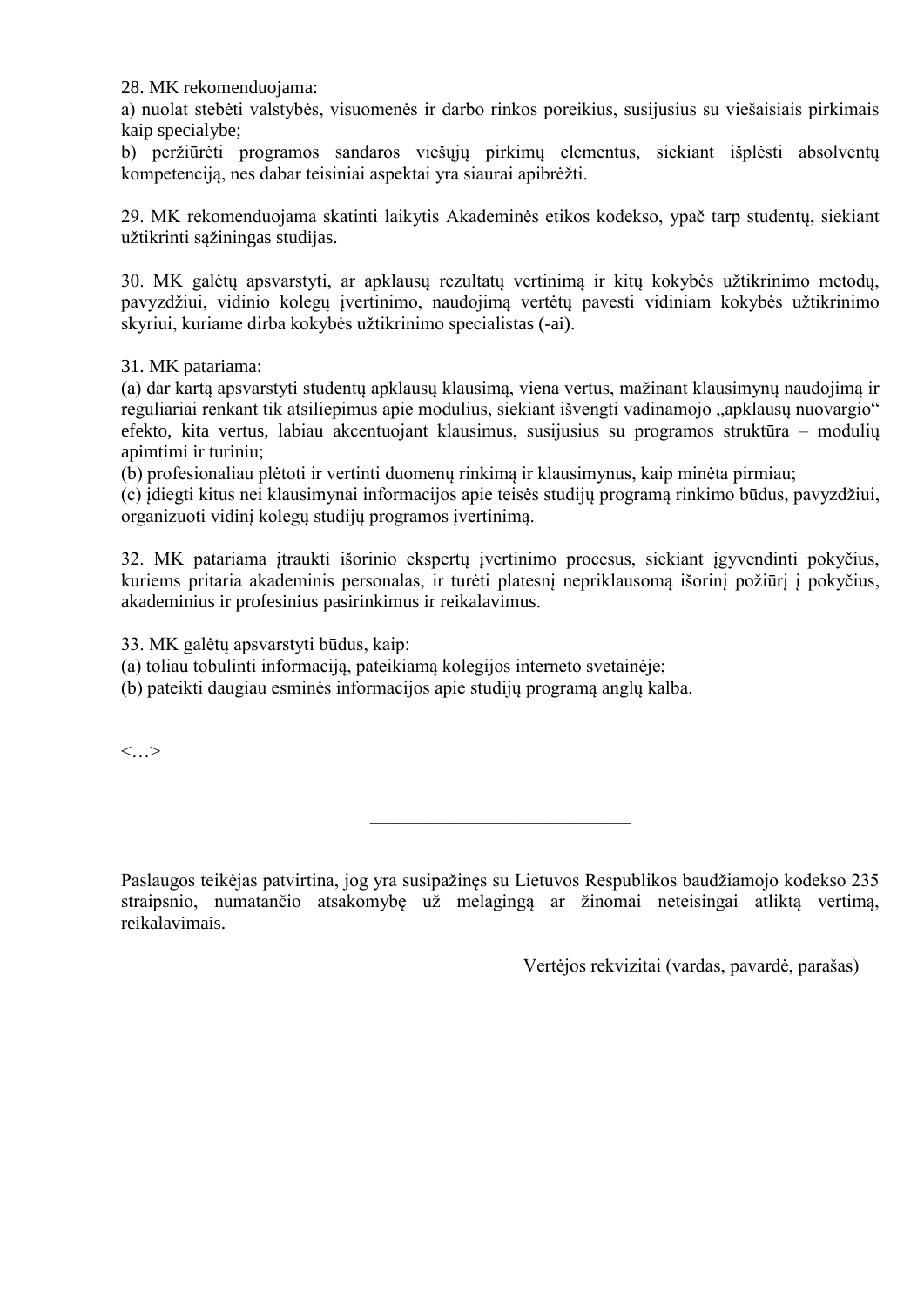28. MK rekomenduojama:
a) nuolat stebėti valstybės, visuomenės ir darbo rinkos poreikius, susijusius su viešaisiais pirkimais kaip specialybe;
b) peržiūrėti programos sandaros viešųjų pirkimų elementus, siekiant išplėsti absolventų kompetenciją, nes dabar teisiniai aspektai yra siaurai apibrėžti.

29. MK rekomenduojama skatinti laikytis Akademinės etikos kodekso, ypač tarp studentų, siekiant užtikrinti sąžiningas studijas.

30. MK galėtų apsvarstyti, ar apklausų rezultatų vertinimą ir kitų kokybės užtikrinimo metodų, pavyzdžiui, vidinio kolegų įvertinimo, naudojimą vertėtų pavesti vidiniam kokybės užtikrinimo skyriui, kuriame dirba kokybės užtikrinimo specialistas (-ai).

31. MK patariama:
(a) dar kartą apsvarstyti studentų apklausų klausimą, viena vertus, mažinant klausimynų naudojimą ir reguliariai renkant tik atsiliepimus apie modulius, siekiant išvengti vadinamojo „apklausų nuovargio" efekto, kita vertus, labiau akcentuojant klausimus, susijusius su programos struktūra – modulių apimtimi ir turiniu;
(b) profesionaliau plėtoti ir vertinti duomenų rinkimą ir klausimynus, kaip minėta pirmiau;
(c) įdiegti kitus nei klausimynai informacijos apie teisės studijų programą rinkimo būdus, pavyzdžiui, organizuoti vidinį kolegų studijų programos įvertinimą.

32. MK patariama įtraukti išorinio ekspertų įvertinimo procesus, siekiant įgyvendinti pokyčius, kuriems pritaria akademinis personalas, ir turėti platesnį nepriklausomą išorinį požiūrį į pokyčius, akademinius ir profesinius pasirinkimus ir reikalavimus.

33. MK galėtų apsvarstyti būdus, kaip:
(a) toliau tobulinti informaciją, pateikiamą kolegijos interneto svetainėje;
(b) pateikti daugiau esminės informacijos apie studijų programą anglų kalba.

<…>

---

Paslaugos teikėjas patvirtina, jog yra susipažinęs su Lietuvos Respublikos baudžiamojo kodekso 235 straipsnio, numatančio atsakomybę už melagingą ar žinomai neteisingai atliktą vertimą, reikalavimais.

Vertėjos rekvizitai (vardas, pavardė, parašas)